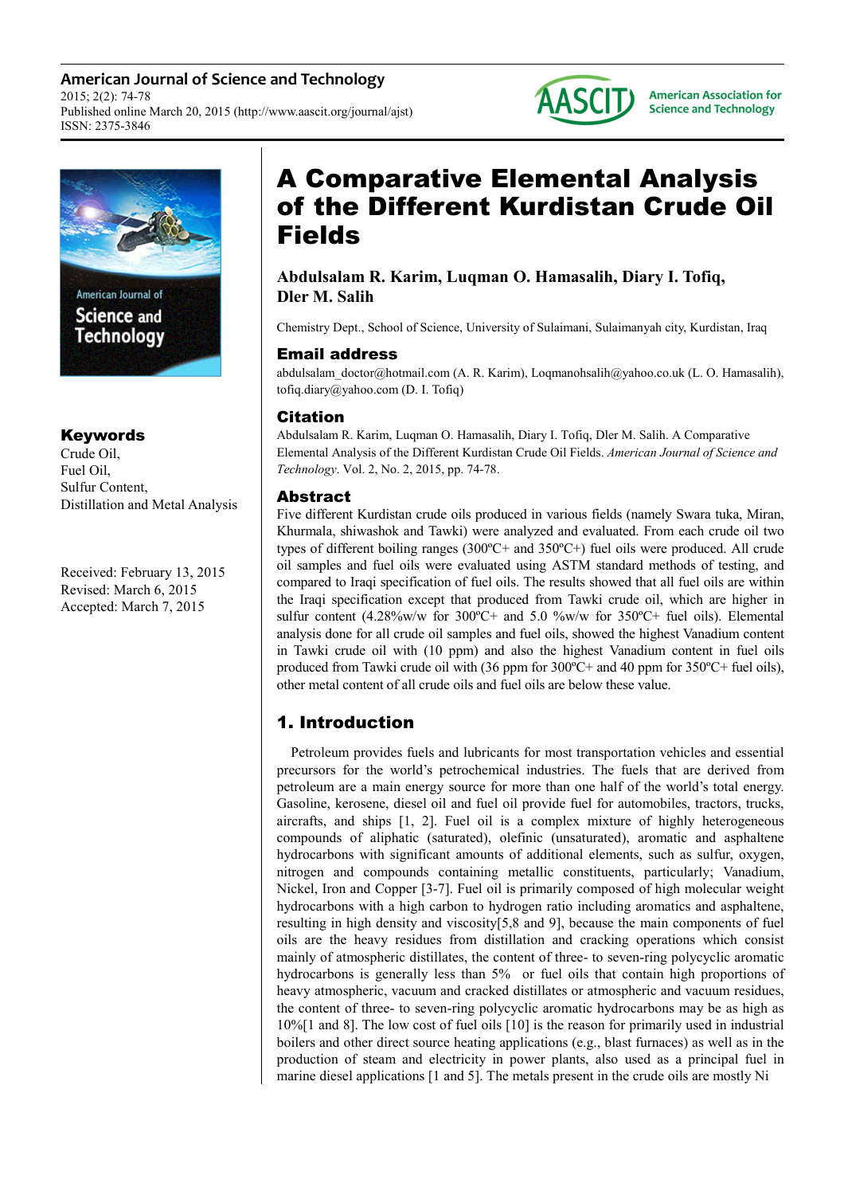# A Comparative Elemental Analysis of the Different Kurdistan Crude Oil Fields

**Abdulsalam R. Karim, Luqman O. Hamasalih, Diary I. Tofiq, Dler M. Salih**

Chemistry Dept., School of Science, University of Sulaimani, Sulaimanyah city, Kurdistan, Iraq

## Email address

abdulsalam_doctor@hotmail.com (A. R. Karim), Loqmanohsalih@yahoo.co.uk (L. O. Hamasalih), tofiq.diary@yahoo.com (D. I. Tofiq)

## Citation

Abdulsalam R. Karim, Luqman O. Hamasalih, Diary I. Tofiq, Dler M. Salih. A Comparative Elemental Analysis of the Different Kurdistan Crude Oil Fields. *American Journal of Science and Technology*. Vol. 2, No. 2, 2015, pp. 74-78.

## Keywords

Crude Oil,
Fuel Oil,
Sulfur Content,
Distillation and Metal Analysis

Received: February 13, 2015
Revised: March 6, 2015
Accepted: March 7, 2015

## Abstract

Five different Kurdistan crude oils produced in various fields (namely Swara tuka, Miran, Khurmala, shiwashok and Tawki) were analyzed and evaluated. From each crude oil two types of different boiling ranges (300ºC+ and 350ºC+) fuel oils were produced. All crude oil samples and fuel oils were evaluated using ASTM standard methods of testing, and compared to Iraqi specification of fuel oils. The results showed that all fuel oils are within the Iraqi specification except that produced from Tawki crude oil, which are higher in sulfur content (4.28%w/w for 300ºC+ and 5.0 %w/w for 350ºC+ fuel oils). Elemental analysis done for all crude oil samples and fuel oils, showed the highest Vanadium content in Tawki crude oil with (10 ppm) and also the highest Vanadium content in fuel oils produced from Tawki crude oil with (36 ppm for 300ºC+ and 40 ppm for 350ºC+ fuel oils), other metal content of all crude oils and fuel oils are below these value.

## 1. Introduction

Petroleum provides fuels and lubricants for most transportation vehicles and essential precursors for the world's petrochemical industries. The fuels that are derived from petroleum are a main energy source for more than one half of the world's total energy. Gasoline, kerosene, diesel oil and fuel oil provide fuel for automobiles, tractors, trucks, aircrafts, and ships [1, 2]. Fuel oil is a complex mixture of highly heterogeneous compounds of aliphatic (saturated), olefinic (unsaturated), aromatic and asphaltene hydrocarbons with significant amounts of additional elements, such as sulfur, oxygen, nitrogen and compounds containing metallic constituents, particularly; Vanadium, Nickel, Iron and Copper [3-7]. Fuel oil is primarily composed of high molecular weight hydrocarbons with a high carbon to hydrogen ratio including aromatics and asphaltene, resulting in high density and viscosity[5,8 and 9], because the main components of fuel oils are the heavy residues from distillation and cracking operations which consist mainly of atmospheric distillates, the content of three- to seven-ring polycyclic aromatic hydrocarbons is generally less than 5% or fuel oils that contain high proportions of heavy atmospheric, vacuum and cracked distillates or atmospheric and vacuum residues, the content of three- to seven-ring polycyclic aromatic hydrocarbons may be as high as 10%[1 and 8]. The low cost of fuel oils [10] is the reason for primarily used in industrial boilers and other direct source heating applications (e.g., blast furnaces) as well as in the production of steam and electricity in power plants, also used as a principal fuel in marine diesel applications [1 and 5]. The metals present in the crude oils are mostly Ni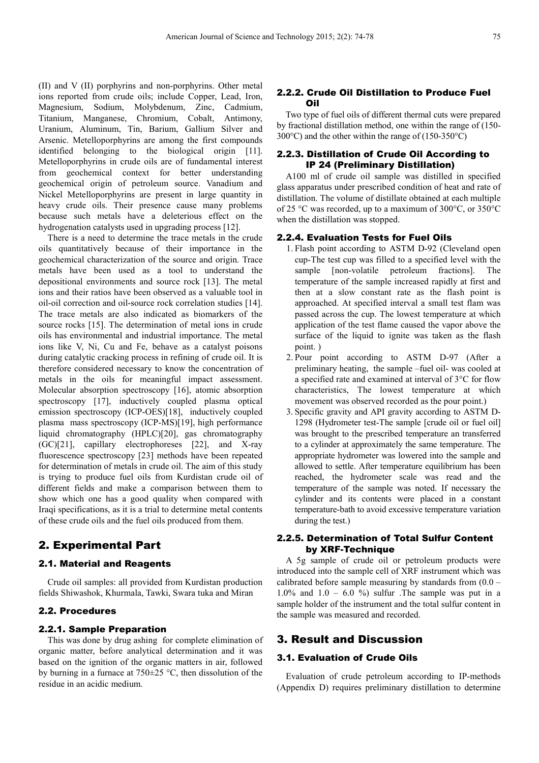(II) and V (II) porphyrins and non-porphyrins. Other metal ions reported from crude oils; include Copper, Lead, Iron, Magnesium, Sodium, Molybdenum, Zinc, Cadmium, Titanium, Manganese, Chromium, Cobalt, Antimony, Uranium, Aluminum, Tin, Barium, Gallium Silver and Arsenic. Metelloporphyrins are among the first compounds identified belonging to the biological origin [11]. Metelloporphyrins in crude oils are of fundamental interest from geochemical context for better understanding geochemical origin of petroleum source. Vanadium and Nickel Metelloporphyrins are present in large quantity in heavy crude oils. Their presence cause many problems because such metals have a deleterious effect on the hydrogenation catalysts used in upgrading process [12].

There is a need to determine the trace metals in the crude oils quantitatively because of their importance in the geochemical characterization of the source and origin. Trace metals have been used as a tool to understand the depositional environments and source rock [13]. The metal ions and their ratios have been observed as a valuable tool in oil-oil correction and oil-source rock correlation studies [14]. The trace metals are also indicated as biomarkers of the source rocks [15]. The determination of metal ions in crude oils has environmental and industrial importance. The metal ions like V, Ni, Cu and Fe, behave as a catalyst poisons during catalytic cracking process in refining of crude oil. It is therefore considered necessary to know the concentration of metals in the oils for meaningful impact assessment. Molecular absorption spectroscopy [16], atomic absorption spectroscopy [17], inductively coupled plasma optical emission spectroscopy (ICP-OES)[18], inductively coupled plasma mass spectroscopy (ICP-MS)[19], high performance liquid chromatography (HPLC)[20], gas chromatography (GC)[21], capillary electrophoreses [22], and X-ray fluorescence spectroscopy [23] methods have been repeated for determination of metals in crude oil. The aim of this study is trying to produce fuel oils from Kurdistan crude oil of different fields and make a comparison between them to show which one has a good quality when compared with Iraqi specifications, as it is a trial to determine metal contents of these crude oils and the fuel oils produced from them.

## 2. Experimental Part

### 2.1. Material and Reagents

Crude oil samples: all provided from Kurdistan production fields Shiwashok, Khurmala, Tawki, Swara tuka and Miran

### 2.2. Procedures

#### 2.2.1. Sample Preparation

This was done by drug ashing for complete elimination of organic matter, before analytical determination and it was based on the ignition of the organic matters in air, followed by burning in a furnace at 750±25 °C, then dissolution of the residue in an acidic medium.

#### 2.2.2. Crude Oil Distillation to Produce Fuel Oil

Two type of fuel oils of different thermal cuts were prepared by fractional distillation method, one within the range of (150-300°C) and the other within the range of (150-350°C)

#### 2.2.3. Distillation of Crude Oil According to IP 24 (Preliminary Distillation)

A100 ml of crude oil sample was distilled in specified glass apparatus under prescribed condition of heat and rate of distillation. The volume of distillate obtained at each multiple of 25 °C was recorded, up to a maximum of 300°C, or 350°C when the distillation was stopped.

#### 2.2.4. Evaluation Tests for Fuel Oils

1. Flash point according to ASTM D-92 (Cleveland open cup-The test cup was filled to a specified level with the sample [non-volatile petroleum fractions]. The temperature of the sample increased rapidly at first and then at a slow constant rate as the flash point is approached. At specified interval a small test flam was passed across the cup. The lowest temperature at which application of the test flame caused the vapor above the surface of the liquid to ignite was taken as the flash point. )
2. Pour point according to ASTM D-97 (After a preliminary heating, the sample –fuel oil- was cooled at a specified rate and examined at interval of 3°C for flow characteristics, The lowest temperature at which movement was observed recorded as the pour point.)
3. Specific gravity and API gravity according to ASTM D-1298 (Hydrometer test-The sample [crude oil or fuel oil] was brought to the prescribed temperature an transferred to a cylinder at approximately the same temperature. The appropriate hydrometer was lowered into the sample and allowed to settle. After temperature equilibrium has been reached, the hydrometer scale was read and the temperature of the sample was noted. If necessary the cylinder and its contents were placed in a constant temperature-bath to avoid excessive temperature variation during the test.)

#### 2.2.5. Determination of Total Sulfur Content by XRF-Technique

A 5g sample of crude oil or petroleum products were introduced into the sample cell of XRF instrument which was calibrated before sample measuring by standards from (0.0 – 1.0% and 1.0 – 6.0 %) sulfur .The sample was put in a sample holder of the instrument and the total sulfur content in the sample was measured and recorded.

## 3. Result and Discussion

### 3.1. Evaluation of Crude Oils

Evaluation of crude petroleum according to IP-methods (Appendix D) requires preliminary distillation to determine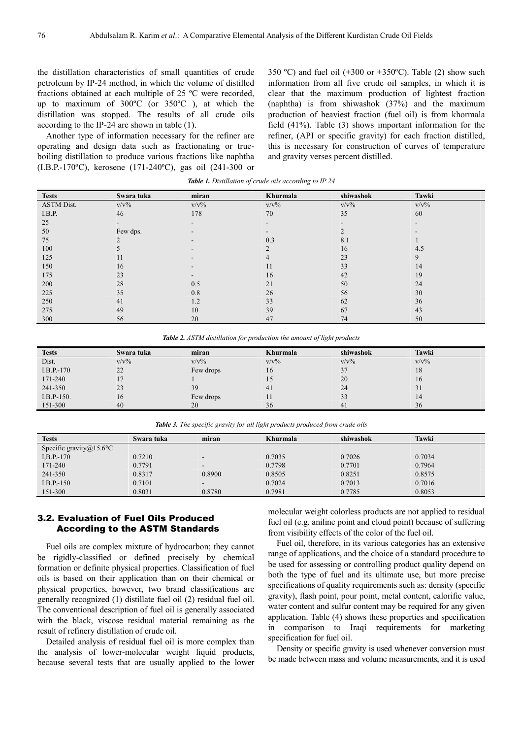the distillation characteristics of small quantities of crude petroleum by IP-24 method, in which the volume of distilled fractions obtained at each multiple of 25 ºC were recorded, up to maximum of 300ºC (or 350ºC ), at which the distillation was stopped. The results of all crude oils according to the IP-24 are shown in table (1).

Another type of information necessary for the refiner are operating and design data such as fractionating or true-boiling distillation to produce various fractions like naphtha (I.B.P.-170ºC), kerosene (171-240ºC), gas oil (241-300 or 350 ºC) and fuel oil (+300 or +350ºC). Table (2) show such information from all five crude oil samples, in which it is clear that the maximum production of lightest fraction (naphtha) is from shiwashok (37%) and the maximum production of heaviest fraction (fuel oil) is from khormala field (41%). Table (3) shows important information for the refiner, (API or specific gravity) for each fraction distilled, this is necessary for construction of curves of temperature and gravity verses percent distilled.

***Table 1.*** *Distillation of crude oils according to IP 24*

| Tests | Swara tuka | miran | Khurmala | shiwashok | Tawki |
|---|---|---|---|---|---|
| ASTM Dist. | v/v% | v/v% | v/v% | v/v% | v/v% |
| I.B.P. | 46 | 178 | 70 | 35 | 60 |
| 25 | - | - | - | - | - |
| 50 | Few dps. | - | - | 2 | - |
| 75 | 2 | - | 0.3 | 8.1 | 1 |
| 100 | 5 | - | 2 | 16 | 4.5 |
| 125 | 11 | - | 4 | 23 | 9 |
| 150 | 16 | - | 11 | 33 | 14 |
| 175 | 23 | - | 16 | 42 | 19 |
| 200 | 28 | 0.5 | 21 | 50 | 24 |
| 225 | 35 | 0.8 | 26 | 56 | 30 |
| 250 | 41 | 1.2 | 33 | 62 | 36 |
| 275 | 49 | 10 | 39 | 67 | 43 |
| 300 | 56 | 20 | 47 | 74 | 50 |

***Table 2.*** *ASTM distillation for production the amount of light products*

| Tests | Swara tuka | miran | Khurmala | shiwashok | Tawki |
|---|---|---|---|---|---|
| Dist. | v/v% | v/v% | v/v% | v/v% | v/v% |
| I.B.P.-170 | 22 | Few drops | 16 | 37 | 18 |
| 171-240 | 17 | 1 | 15 | 20 | 16 |
| 241-350 | 23 | 39 | 41 | 24 | 31 |
| I.B.P-150. | 16 | Few drops | 11 | 33 | 14 |
| 151-300 | 40 | 20 | 36 | 41 | 36 |

***Table 3.*** *The specific gravity for all light products produced from crude oils*

| Tests | Swara tuka | miran | Khurmala | shiwashok | Tawki |
|---|---|---|---|---|---|
| Specific gravity@15.6°C | | | | | |
| I,B.P.-170 | 0.7210 | - | 0.7035 | 0.7026 | 0.7034 |
| 171-240 | 0.7791 | - | 0.7798 | 0.7701 | 0.7964 |
| 241-350 | 0.8317 | 0.8900 | 0.8505 | 0.8251 | 0.8575 |
| I.B.P.-150 | 0.7101 | - | 0.7024 | 0.7013 | 0.7016 |
| 151-300 | 0.8031 | 0.8780 | 0.7981 | 0.7785 | 0.8053 |

### 3.2. Evaluation of Fuel Oils Produced According to the ASTM Standards

Fuel oils are complex mixture of hydrocarbon; they cannot be rigidly-classified or defined precisely by chemical formation or definite physical properties. Classification of fuel oils is based on their application than on their chemical or physical properties, however, two brand classifications are generally recognized (1) distillate fuel oil (2) residual fuel oil. The conventional description of fuel oil is generally associated with the black, viscose residual material remaining as the result of refinery distillation of crude oil.

Detailed analysis of residual fuel oil is more complex than the analysis of lower-molecular weight liquid products, because several tests that are usually applied to the lower molecular weight colorless products are not applied to residual fuel oil (e.g. aniline point and cloud point) because of suffering from visibility effects of the color of the fuel oil.

Fuel oil, therefore, in its various categories has an extensive range of applications, and the choice of a standard procedure to be used for assessing or controlling product quality depend on both the type of fuel and its ultimate use, but more precise specifications of quality requirements such as: density (specific gravity), flash point, pour point, metal content, calorific value, water content and sulfur content may be required for any given application. Table (4) shows these properties and specification in comparison to Iraqi requirements for marketing specification for fuel oil.

Density or specific gravity is used whenever conversion must be made between mass and volume measurements, and it is used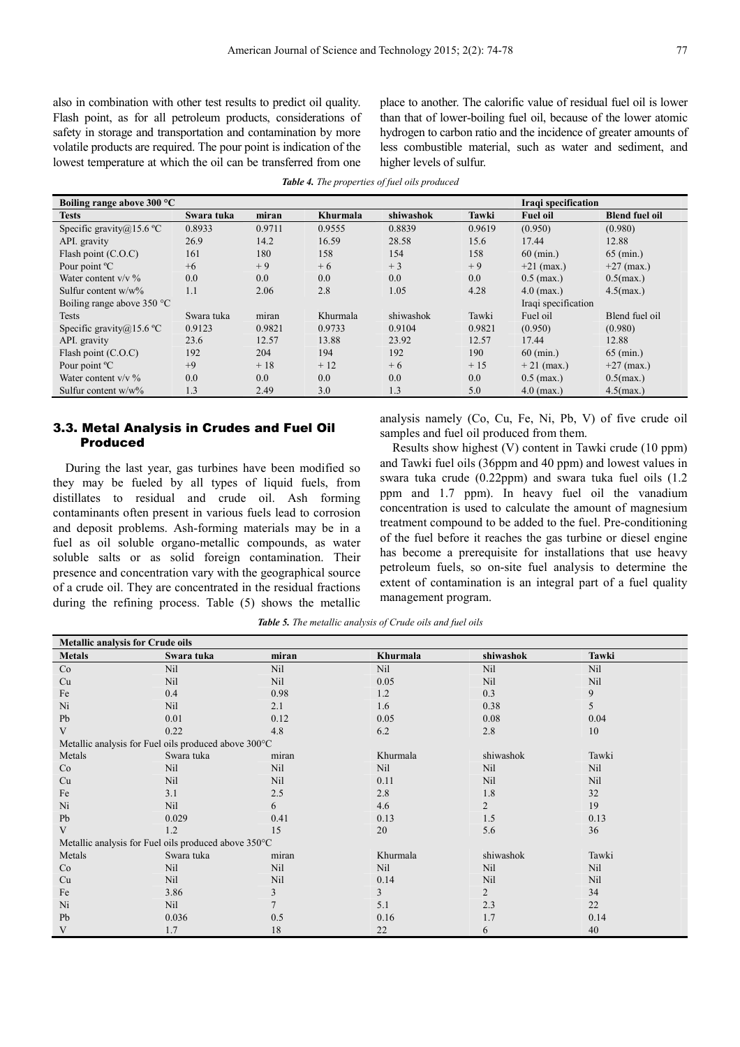also in combination with other test results to predict oil quality. Flash point, as for all petroleum products, considerations of safety in storage and transportation and contamination by more volatile products are required. The pour point is indication of the lowest temperature at which the oil can be transferred from one place to another. The calorific value of residual fuel oil is lower than that of lower-boiling fuel oil, because of the lower atomic hydrogen to carbon ratio and the incidence of greater amounts of less combustible material, such as water and sediment, and higher levels of sulfur.

***Table 4.** The properties of fuel oils produced*

| Boiling range above 300 °C | | | | | | Iraqi specification | |
|---|---|---|---|---|---|---|---|
| **Tests** | **Swara tuka** | **miran** | **Khurmala** | **shiwashok** | **Tawki** | **Fuel oil** | **Blend fuel oil** |
| Specific gravity@15.6 ºC | 0.8933 | 0.9711 | 0.9555 | 0.8839 | 0.9619 | (0.950) | (0.980) |
| API. gravity | 26.9 | 14.2 | 16.59 | 28.58 | 15.6 | 17.44 | 12.88 |
| Flash point (C.O.C) | 161 | 180 | 158 | 154 | 158 | 60 (min.) | 65 (min.) |
| Pour point ºC | +6 | + 9 | + 6 | + 3 | + 9 | +21 (max.) | +27 (max.) |
| Water content v/v % | 0.0 | 0.0 | 0.0 | 0.0 | 0.0 | 0.5 (max.) | 0.5(max.) |
| Sulfur content w/w% | 1.1 | 2.06 | 2.8 | 1.05 | 4.28 | 4.0 (max.) | 4.5(max.) |
| Boiling range above 350 °C | | | | | | Iraqi specification | |
| Tests | Swara tuka | miran | Khurmala | shiwashok | Tawki | Fuel oil | Blend fuel oil |
| Specific gravity@15.6 ºC | 0.9123 | 0.9821 | 0.9733 | 0.9104 | 0.9821 | (0.950) | (0.980) |
| API. gravity | 23.6 | 12.57 | 13.88 | 23.92 | 12.57 | 17.44 | 12.88 |
| Flash point (C.O.C) | 192 | 204 | 194 | 192 | 190 | 60 (min.) | 65 (min.) |
| Pour point ºC | +9 | + 18 | + 12 | + 6 | + 15 | + 21 (max.) | +27 (max.) |
| Water content v/v % | 0.0 | 0.0 | 0.0 | 0.0 | 0.0 | 0.5 (max.) | 0.5(max.) |
| Sulfur content w/w% | 1.3 | 2.49 | 3.0 | 1.3 | 5.0 | 4.0 (max.) | 4.5(max.) |

## 3.3. Metal Analysis in Crudes and Fuel Oil Produced

During the last year, gas turbines have been modified so they may be fueled by all types of liquid fuels, from distillates to residual and crude oil. Ash forming contaminants often present in various fuels lead to corrosion and deposit problems. Ash-forming materials may be in a fuel as oil soluble organo-metallic compounds, as water soluble salts or as solid foreign contamination. Their presence and concentration vary with the geographical source of a crude oil. They are concentrated in the residual fractions during the refining process. Table (5) shows the metallic analysis namely (Co, Cu, Fe, Ni, Pb, V) of five crude oil samples and fuel oil produced from them.

Results show highest (V) content in Tawki crude (10 ppm) and Tawki fuel oils (36ppm and 40 ppm) and lowest values in swara tuka crude (0.22ppm) and swara tuka fuel oils (1.2 ppm and 1.7 ppm). In heavy fuel oil the vanadium concentration is used to calculate the amount of magnesium treatment compound to be added to the fuel. Pre-conditioning of the fuel before it reaches the gas turbine or diesel engine has become a prerequisite for installations that use heavy petroleum fuels, so on-site fuel analysis to determine the extent of contamination is an integral part of a fuel quality management program.

***Table 5.** The metallic analysis of Crude oils and fuel oils*

| Metallic analysis for Crude oils | | | | | |
|---|---|---|---|---|---|
| **Metals** | **Swara tuka** | **miran** | **Khurmala** | **shiwashok** | **Tawki** |
| Co | Nil | Nil | Nil | Nil | Nil |
| Cu | Nil | Nil | 0.05 | Nil | Nil |
| Fe | 0.4 | 0.98 | 1.2 | 0.3 | 9 |
| Ni | Nil | 2.1 | 1.6 | 0.38 | 5 |
| Pb | 0.01 | 0.12 | 0.05 | 0.08 | 0.04 |
| V | 0.22 | 4.8 | 6.2 | 2.8 | 10 |
| Metallic analysis for Fuel oils produced above 300°C | | | | | |
| Metals | Swara tuka | miran | Khurmala | shiwashok | Tawki |
| Co | Nil | Nil | Nil | Nil | Nil |
| Cu | Nil | Nil | 0.11 | Nil | Nil |
| Fe | 3.1 | 2.5 | 2.8 | 1.8 | 32 |
| Ni | Nil | 6 | 4.6 | 2 | 19 |
| Pb | 0.029 | 0.41 | 0.13 | 1.5 | 0.13 |
| V | 1.2 | 15 | 20 | 5.6 | 36 |
| Metallic analysis for Fuel oils produced above 350°C | | | | | |
| Metals | Swara tuka | miran | Khurmala | shiwashok | Tawki |
| Co | Nil | Nil | Nil | Nil | Nil |
| Cu | Nil | Nil | 0.14 | Nil | Nil |
| Fe | 3.86 | 3 | 3 | 2 | 34 |
| Ni | Nil | 7 | 5.1 | 2.3 | 22 |
| Pb | 0.036 | 0.5 | 0.16 | 1.7 | 0.14 |
| V | 1.7 | 18 | 22 | 6 | 40 |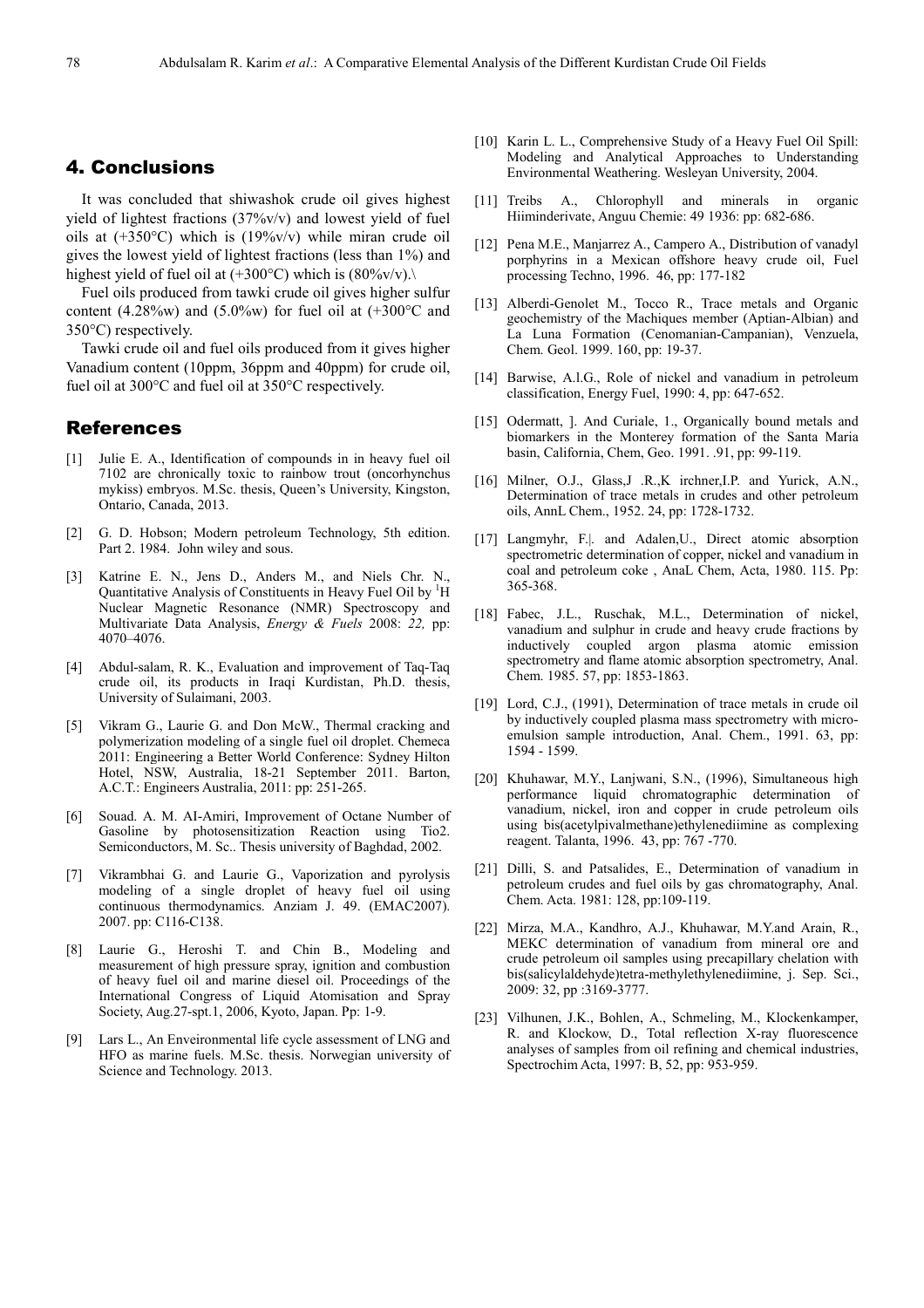## 4. Conclusions

It was concluded that shiwashok crude oil gives highest yield of lightest fractions (37%v/v) and lowest yield of fuel oils at (+350°C) which is (19%v/v) while miran crude oil gives the lowest yield of lightest fractions (less than 1%) and highest yield of fuel oil at (+300°C) which is (80%v/v).\

Fuel oils produced from tawki crude oil gives higher sulfur content (4.28%w) and (5.0%w) for fuel oil at (+300°C and 350°C) respectively.

Tawki crude oil and fuel oils produced from it gives higher Vanadium content (10ppm, 36ppm and 40ppm) for crude oil, fuel oil at 300°C and fuel oil at 350°C respectively.

## References

[1] Julie E. A., Identification of compounds in in heavy fuel oil 7102 are chronically toxic to rainbow trout (oncorhynchus mykiss) embryos. M.Sc. thesis, Queen's University, Kingston, Ontario, Canada, 2013.

[2] G. D. Hobson; Modern petroleum Technology, 5th edition. Part 2. 1984. John wiley and sous.

[3] Katrine E. N., Jens D., Anders M., and Niels Chr. N., Quantitative Analysis of Constituents in Heavy Fuel Oil by $^1$H Nuclear Magnetic Resonance (NMR) Spectroscopy and Multivariate Data Analysis, *Energy & Fuels* 2008: *22,* pp: 4070–4076.

[4] Abdul-salam, R. K., Evaluation and improvement of Taq-Taq crude oil, its products in Iraqi Kurdistan, Ph.D. thesis, University of Sulaimani, 2003.

[5] Vikram G., Laurie G. and Don McW., Thermal cracking and polymerization modeling of a single fuel oil droplet. Chemeca 2011: Engineering a Better World Conference: Sydney Hilton Hotel, NSW, Australia, 18-21 September 2011. Barton, A.C.T.: Engineers Australia, 2011: pp: 251-265.

[6] Souad. A. M. AI-Amiri, Improvement of Octane Number of Gasoline by photosensitization Reaction using Tio2. Semiconductors, M. Sc.. Thesis university of Baghdad, 2002.

[7] Vikrambhai G. and Laurie G., Vaporization and pyrolysis modeling of a single droplet of heavy fuel oil using continuous thermodynamics. Anziam J. 49. (EMAC2007). 2007. pp: C116-C138.

[8] Laurie G., Heroshi T. and Chin B., Modeling and measurement of high pressure spray, ignition and combustion of heavy fuel oil and marine diesel oil. Proceedings of the International Congress of Liquid Atomisation and Spray Society, Aug.27-spt.1, 2006, Kyoto, Japan. Pp: 1-9.

[9] Lars L., An Enveironmental life cycle assessment of LNG and HFO as marine fuels. M.Sc. thesis. Norwegian university of Science and Technology. 2013.

[10] Karin L. L., Comprehensive Study of a Heavy Fuel Oil Spill: Modeling and Analytical Approaches to Understanding Environmental Weathering. Wesleyan University, 2004.

[11] Treibs A., Chlorophyll and minerals in organic Hiiminderivate, Anguu Chemie: 49 1936: pp: 682-686.

[12] Pena M.E., Manjarrez A., Campero A., Distribution of vanadyl porphyrins in a Mexican offshore heavy crude oil, Fuel processing Techno, 1996. 46, pp: 177-182

[13] Alberdi-Genolet M., Tocco R., Trace metals and Organic geochemistry of the Machiques member (Aptian-Albian) and La Luna Formation (Cenomanian-Campanian), Venzuela, Chem. Geol. 1999. 160, pp: 19-37.

[14] Barwise, A.l.G., Role of nickel and vanadium in petroleum classification, Energy Fuel, 1990: 4, pp: 647-652.

[15] Odermatt, ]. And Curiale, 1., Organically bound metals and biomarkers in the Monterey formation of the Santa Maria basin, California, Chem, Geo. 1991. .91, pp: 99-119.

[16] Milner, O.J., Glass,J .R.,K irchner,I.P. and Yurick, A.N., Determination of trace metals in crudes and other petroleum oils, AnnL Chem., 1952. 24, pp: 1728-1732.

[17] Langmyhr, F.|. and Adalen,U., Direct atomic absorption spectrometric determination of copper, nickel and vanadium in coal and petroleum coke , AnaL Chem, Acta, 1980. 115. Pp: 365-368.

[18] Fabec, J.L., Ruschak, M.L., Determination of nickel, vanadium and sulphur in crude and heavy crude fractions by inductively coupled argon plasma atomic emission spectrometry and flame atomic absorption spectrometry, Anal. Chem. 1985. 57, pp: 1853-1863.

[19] Lord, C.J., (1991), Determination of trace metals in crude oil by inductively coupled plasma mass spectrometry with micro-emulsion sample introduction, Anal. Chem., 1991. 63, pp: 1594 - 1599.

[20] Khuhawar, M.Y., Lanjwani, S.N., (1996), Simultaneous high performance liquid chromatographic determination of vanadium, nickel, iron and copper in crude petroleum oils using bis(acetylpivalmethane)ethylenediimine as complexing reagent. Talanta, 1996. 43, pp: 767 -770.

[21] Dilli, S. and Patsalides, E., Determination of vanadium in petroleum crudes and fuel oils by gas chromatography, Anal. Chem. Acta. 1981: 128, pp:109-119.

[22] Mirza, M.A., Kandhro, A.J., Khuhawar, M.Y.and Arain, R., MEKC determination of vanadium from mineral ore and crude petroleum oil samples using precapillary chelation with bis(salicylaldehyde)tetra-methylethylenediimine, j. Sep. Sci., 2009: 32, pp :3169-3777.

[23] Vilhunen, J.K., Bohlen, A., Schmeling, M., Klockenkamper, R. and Klockow, D., Total reflection X-ray fluorescence analyses of samples from oil refining and chemical industries, Spectrochim Acta, 1997: B, 52, pp: 953-959.